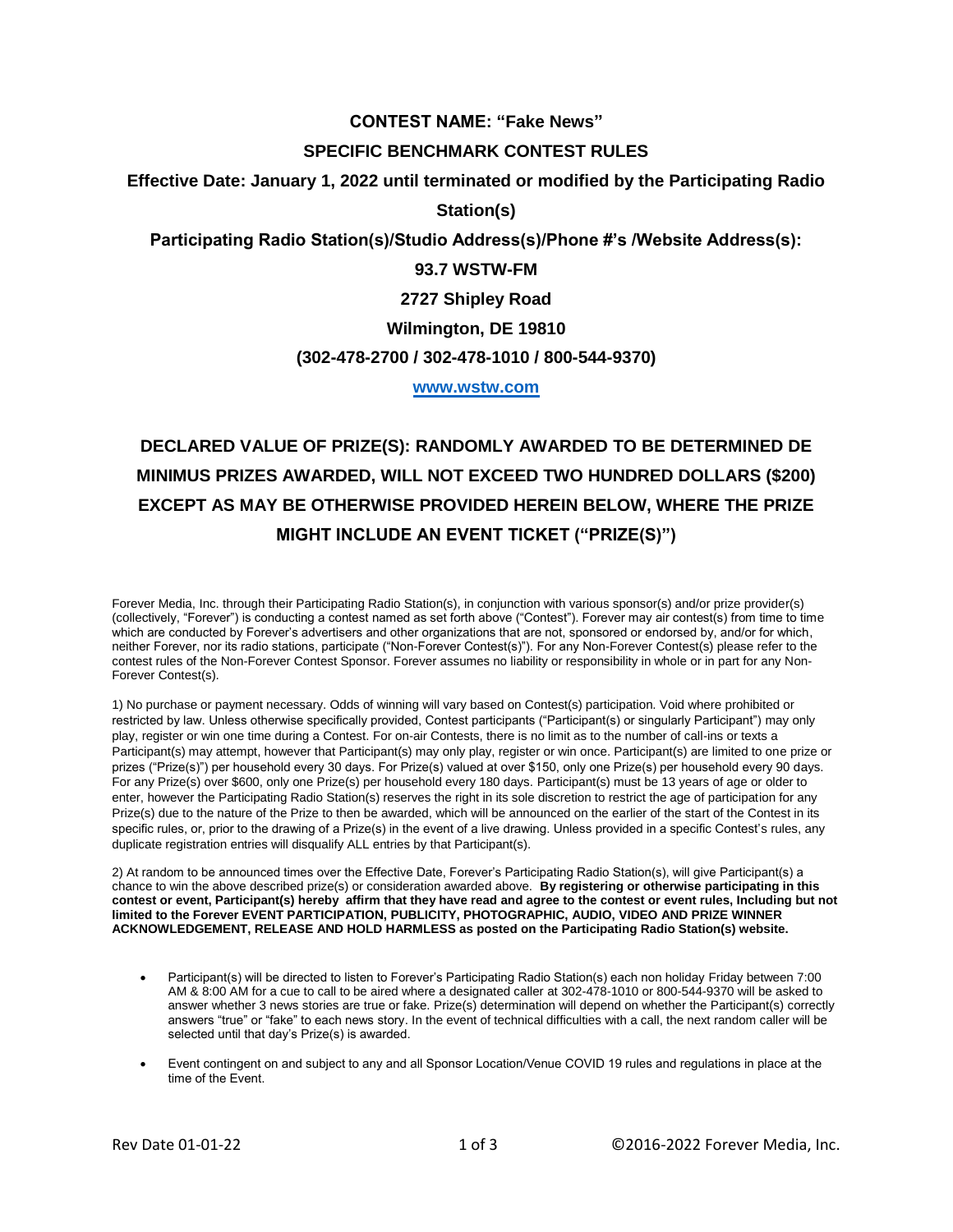# CONTEST NAME: "Fake News"

## SPECIFIC BENCHMARK CONTEST RULES

**Effective Date: January 1, 2022 until terminated or modified by the Participating Radio Station(s)**

**Participating Radio Station(s)/Studio Address(s)/Phone #'s /Website Address(s):**

**93.7 WSTW-FM**

**2727 Shipley Road**

**Wilmington, DE 19810**

**(302-478-2700 / 302-478-1010 / 800-544-9370)**

**www.wstw.com**

## DECLARED VALUE OF PRIZE(S): RANDOMLY AWARDED TO BE DETERMINED DE MINIMUS PRIZES AWARDED, WILL NOT EXCEED TWO HUNDRED DOLLARS ($200) EXCEPT AS MAY BE OTHERWISE PROVIDED HEREIN BELOW, WHERE THE PRIZE MIGHT INCLUDE AN EVENT TICKET ("PRIZE(S)")

Forever Media, Inc. through their Participating Radio Station(s), in conjunction with various sponsor(s) and/or prize provider(s) (collectively, "Forever") is conducting a contest named as set forth above ("Contest"). Forever may air contest(s) from time to time which are conducted by Forever's advertisers and other organizations that are not, sponsored or endorsed by, and/or for which, neither Forever, nor its radio stations, participate ("Non-Forever Contest(s)"). For any Non-Forever Contest(s) please refer to the contest rules of the Non-Forever Contest Sponsor. Forever assumes no liability or responsibility in whole or in part for any Non-Forever Contest(s).

1) No purchase or payment necessary. Odds of winning will vary based on Contest(s) participation. Void where prohibited or restricted by law. Unless otherwise specifically provided, Contest participants ("Participant(s) or singularly Participant") may only play, register or win one time during a Contest. For on-air Contests, there is no limit as to the number of call-ins or texts a Participant(s) may attempt, however that Participant(s) may only play, register or win once. Participant(s) are limited to one prize or prizes ("Prize(s)") per household every 30 days. For Prize(s) valued at over $150, only one Prize(s) per household every 90 days. For any Prize(s) over $600, only one Prize(s) per household every 180 days. Participant(s) must be 13 years of age or older to enter, however the Participating Radio Station(s) reserves the right in its sole discretion to restrict the age of participation for any Prize(s) due to the nature of the Prize to then be awarded, which will be announced on the earlier of the start of the Contest in its specific rules, or, prior to the drawing of a Prize(s) in the event of a live drawing. Unless provided in a specific Contest's rules, any duplicate registration entries will disqualify ALL entries by that Participant(s).

2) At random to be announced times over the Effective Date, Forever's Participating Radio Station(s), will give Participant(s) a chance to win the above described prize(s) or consideration awarded above. **By registering or otherwise participating in this contest or event, Participant(s) hereby affirm that they have read and agree to the contest or event rules, Including but not limited to the Forever EVENT PARTICIPATION, PUBLICITY, PHOTOGRAPHIC, AUDIO, VIDEO AND PRIZE WINNER ACKNOWLEDGEMENT, RELEASE AND HOLD HARMLESS as posted on the Participating Radio Station(s) website.**

- Participant(s) will be directed to listen to Forever's Participating Radio Station(s) each non holiday Friday between 7:00 AM & 8:00 AM for a cue to call to be aired where a designated caller at 302-478-1010 or 800-544-9370 will be asked to answer whether 3 news stories are true or fake. Prize(s) determination will depend on whether the Participant(s) correctly answers "true" or "fake" to each news story. In the event of technical difficulties with a call, the next random caller will be selected until that day's Prize(s) is awarded.
- Event contingent on and subject to any and all Sponsor Location/Venue COVID 19 rules and regulations in place at the time of the Event.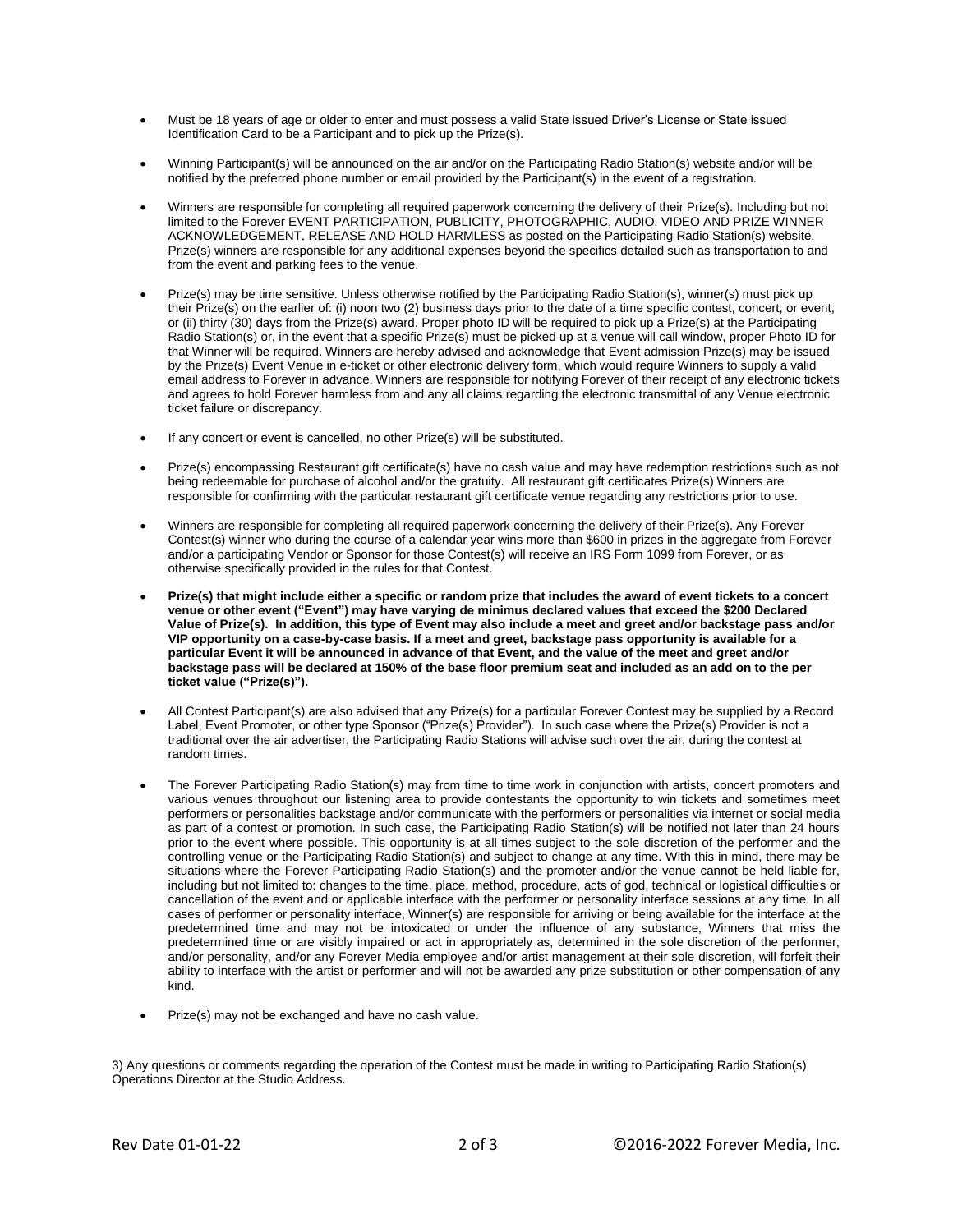- Must be 18 years of age or older to enter and must possess a valid State issued Driver's License or State issued Identification Card to be a Participant and to pick up the Prize(s).

- Winning Participant(s) will be announced on the air and/or on the Participating Radio Station(s) website and/or will be notified by the preferred phone number or email provided by the Participant(s) in the event of a registration.

- Winners are responsible for completing all required paperwork concerning the delivery of their Prize(s). Including but not limited to the Forever EVENT PARTICIPATION, PUBLICITY, PHOTOGRAPHIC, AUDIO, VIDEO AND PRIZE WINNER ACKNOWLEDGEMENT, RELEASE AND HOLD HARMLESS as posted on the Participating Radio Station(s) website. Prize(s) winners are responsible for any additional expenses beyond the specifics detailed such as transportation to and from the event and parking fees to the venue.

- Prize(s) may be time sensitive. Unless otherwise notified by the Participating Radio Station(s), winner(s) must pick up their Prize(s) on the earlier of: (i) noon two (2) business days prior to the date of a time specific contest, concert, or event, or (ii) thirty (30) days from the Prize(s) award. Proper photo ID will be required to pick up a Prize(s) at the Participating Radio Station(s) or, in the event that a specific Prize(s) must be picked up at a venue will call window, proper Photo ID for that Winner will be required. Winners are hereby advised and acknowledge that Event admission Prize(s) may be issued by the Prize(s) Event Venue in e-ticket or other electronic delivery form, which would require Winners to supply a valid email address to Forever in advance. Winners are responsible for notifying Forever of their receipt of any electronic tickets and agrees to hold Forever harmless from and any all claims regarding the electronic transmittal of any Venue electronic ticket failure or discrepancy.

- If any concert or event is cancelled, no other Prize(s) will be substituted.

- Prize(s) encompassing Restaurant gift certificate(s) have no cash value and may have redemption restrictions such as not being redeemable for purchase of alcohol and/or the gratuity. All restaurant gift certificates Prize(s) Winners are responsible for confirming with the particular restaurant gift certificate venue regarding any restrictions prior to use.

- Winners are responsible for completing all required paperwork concerning the delivery of their Prize(s). Any Forever Contest(s) winner who during the course of a calendar year wins more than $600 in prizes in the aggregate from Forever and/or a participating Vendor or Sponsor for those Contest(s) will receive an IRS Form 1099 from Forever, or as otherwise specifically provided in the rules for that Contest.

- **Prize(s) that might include either a specific or random prize that includes the award of event tickets to a concert venue or other event ("Event") may have varying de minimus declared values that exceed the $200 Declared Value of Prize(s). In addition, this type of Event may also include a meet and greet and/or backstage pass and/or VIP opportunity on a case-by-case basis. If a meet and greet, backstage pass opportunity is available for a particular Event it will be announced in advance of that Event, and the value of the meet and greet and/or backstage pass will be declared at 150% of the base floor premium seat and included as an add on to the per ticket value ("Prize(s)").**

- All Contest Participant(s) are also advised that any Prize(s) for a particular Forever Contest may be supplied by a Record Label, Event Promoter, or other type Sponsor ("Prize(s) Provider"). In such case where the Prize(s) Provider is not a traditional over the air advertiser, the Participating Radio Stations will advise such over the air, during the contest at random times.

- The Forever Participating Radio Station(s) may from time to time work in conjunction with artists, concert promoters and various venues throughout our listening area to provide contestants the opportunity to win tickets and sometimes meet performers or personalities backstage and/or communicate with the performers or personalities via internet or social media as part of a contest or promotion. In such case, the Participating Radio Station(s) will be notified not later than 24 hours prior to the event where possible. This opportunity is at all times subject to the sole discretion of the performer and the controlling venue or the Participating Radio Station(s) and subject to change at any time. With this in mind, there may be situations where the Forever Participating Radio Station(s) and the promoter and/or the venue cannot be held liable for, including but not limited to: changes to the time, place, method, procedure, acts of god, technical or logistical difficulties or cancellation of the event and or applicable interface with the performer or personality interface sessions at any time. In all cases of performer or personality interface, Winner(s) are responsible for arriving or being available for the interface at the predetermined time and may not be intoxicated or under the influence of any substance, Winners that miss the predetermined time or are visibly impaired or act in appropriately as, determined in the sole discretion of the performer, and/or personality, and/or any Forever Media employee and/or artist management at their sole discretion, will forfeit their ability to interface with the artist or performer and will not be awarded any prize substitution or other compensation of any kind.

- Prize(s) may not be exchanged and have no cash value.

3) Any questions or comments regarding the operation of the Contest must be made in writing to Participating Radio Station(s) Operations Director at the Studio Address.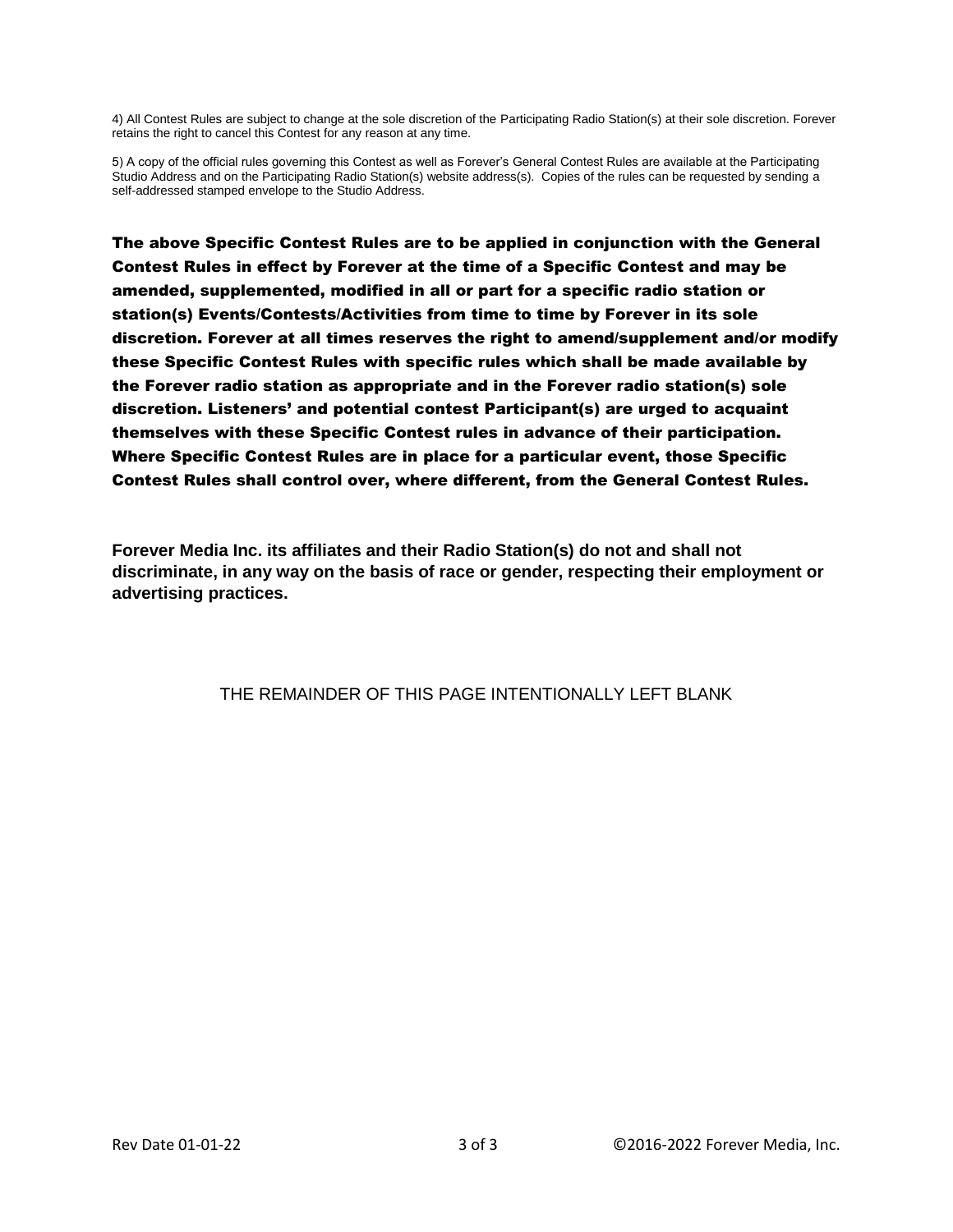4) All Contest Rules are subject to change at the sole discretion of the Participating Radio Station(s) at their sole discretion. Forever retains the right to cancel this Contest for any reason at any time.

5) A copy of the official rules governing this Contest as well as Forever's General Contest Rules are available at the Participating Studio Address and on the Participating Radio Station(s) website address(s). Copies of the rules can be requested by sending a self-addressed stamped envelope to the Studio Address.

**The above Specific Contest Rules are to be applied in conjunction with the General Contest Rules in effect by Forever at the time of a Specific Contest and may be amended, supplemented, modified in all or part for a specific radio station or station(s) Events/Contests/Activities from time to time by Forever in its sole discretion. Forever at all times reserves the right to amend/supplement and/or modify these Specific Contest Rules with specific rules which shall be made available by the Forever radio station as appropriate and in the Forever radio station(s) sole discretion. Listeners' and potential contest Participant(s) are urged to acquaint themselves with these Specific Contest rules in advance of their participation. Where Specific Contest Rules are in place for a particular event, those Specific Contest Rules shall control over, where different, from the General Contest Rules.**

**Forever Media Inc. its affiliates and their Radio Station(s) do not and shall not discriminate, in any way on the basis of race or gender, respecting their employment or advertising practices.**

THE REMAINDER OF THIS PAGE INTENTIONALLY LEFT BLANK